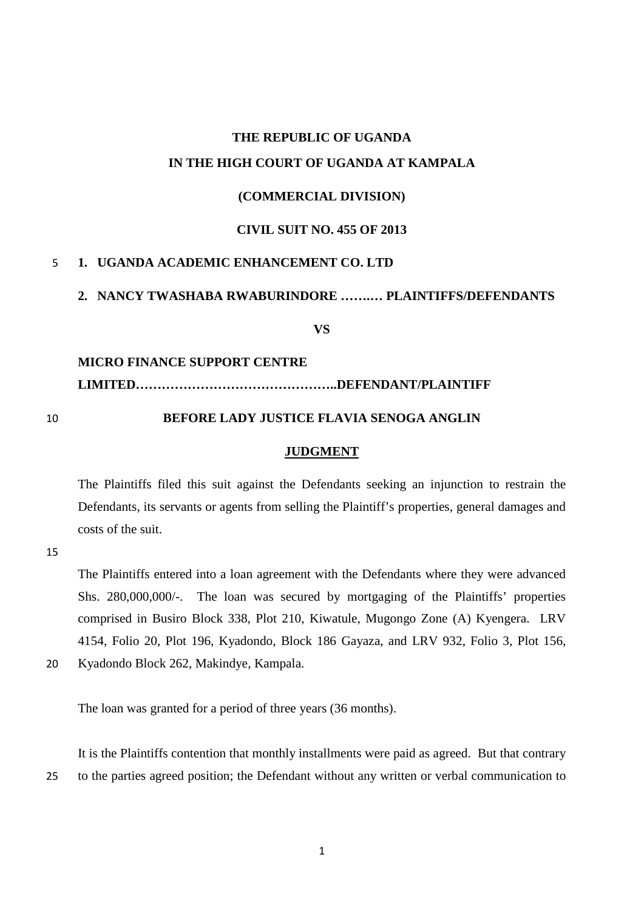**THE REPUBLIC OF UGANDA**

**IN THE HIGH COURT OF UGANDA AT KAMPALA**

**(COMMERCIAL DIVISION)**

**CIVIL SUIT NO. 455 OF 2013**

**1. UGANDA ACADEMIC ENHANCEMENT CO. LTD**

**2. NANCY TWASHABA RWABURINDORE ……..… PLAINTIFFS/DEFENDANTS**

**VS**

**MICRO FINANCE SUPPORT CENTRE LIMITED………………………………………..DEFENDANT/PLAINTIFF**

**BEFORE LADY JUSTICE FLAVIA SENOGA ANGLIN**

**JUDGMENT**

The Plaintiffs filed this suit against the Defendants seeking an injunction to restrain the Defendants, its servants or agents from selling the Plaintiff's properties, general damages and costs of the suit.

The Plaintiffs entered into a loan agreement with the Defendants where they were advanced Shs. 280,000,000/-. The loan was secured by mortgaging of the Plaintiffs' properties comprised in Busiro Block 338, Plot 210, Kiwatule, Mugongo Zone (A) Kyengera. LRV 4154, Folio 20, Plot 196, Kyadondo, Block 186 Gayaza, and LRV 932, Folio 3, Plot 156, Kyadondo Block 262, Makindye, Kampala.

The loan was granted for a period of three years (36 months).

It is the Plaintiffs contention that monthly installments were paid as agreed. But that contrary to the parties agreed position; the Defendant without any written or verbal communication to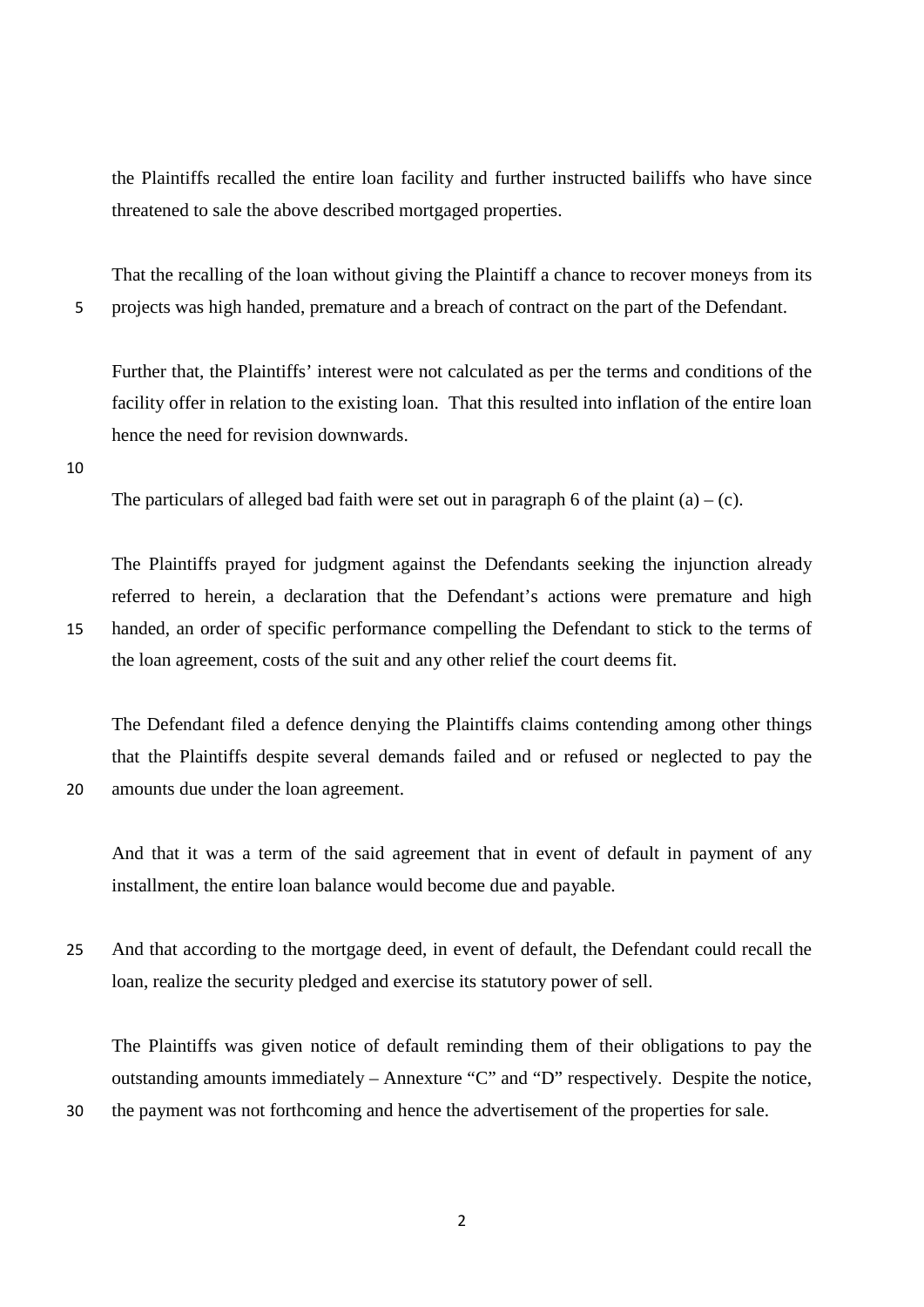the Plaintiffs recalled the entire loan facility and further instructed bailiffs who have since threatened to sale the above described mortgaged properties.

That the recalling of the loan without giving the Plaintiff a chance to recover moneys from its projects was high handed, premature and a breach of contract on the part of the Defendant.

Further that, the Plaintiffs' interest were not calculated as per the terms and conditions of the facility offer in relation to the existing loan. That this resulted into inflation of the entire loan hence the need for revision downwards.

The particulars of alleged bad faith were set out in paragraph 6 of the plaint (a) – (c).

The Plaintiffs prayed for judgment against the Defendants seeking the injunction already referred to herein, a declaration that the Defendant's actions were premature and high handed, an order of specific performance compelling the Defendant to stick to the terms of the loan agreement, costs of the suit and any other relief the court deems fit.

The Defendant filed a defence denying the Plaintiffs claims contending among other things that the Plaintiffs despite several demands failed and or refused or neglected to pay the amounts due under the loan agreement.

And that it was a term of the said agreement that in event of default in payment of any installment, the entire loan balance would become due and payable.

And that according to the mortgage deed, in event of default, the Defendant could recall the loan, realize the security pledged and exercise its statutory power of sell.

The Plaintiffs was given notice of default reminding them of their obligations to pay the outstanding amounts immediately – Annexture "C" and "D" respectively. Despite the notice, the payment was not forthcoming and hence the advertisement of the properties for sale.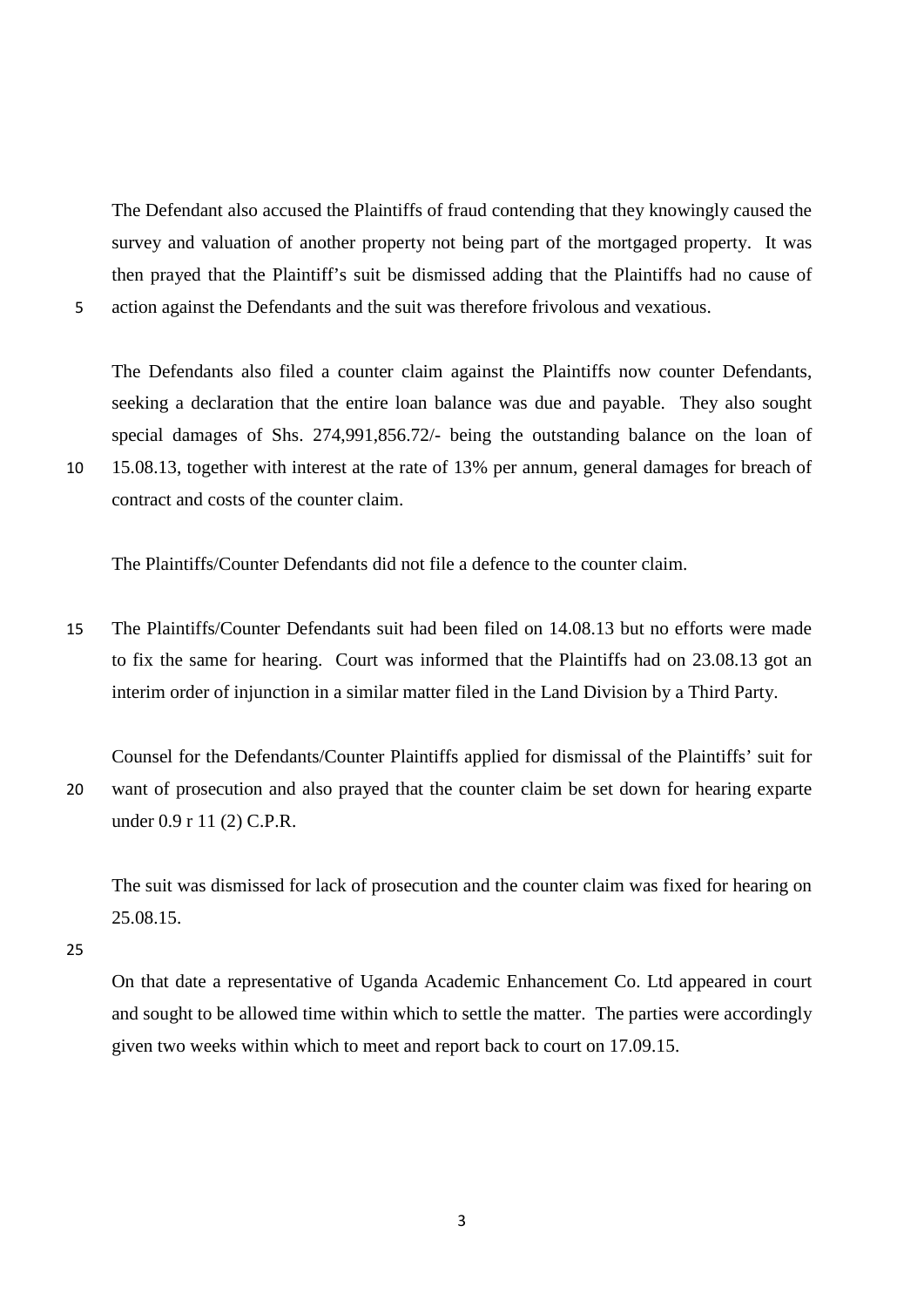The Defendant also accused the Plaintiffs of fraud contending that they knowingly caused the survey and valuation of another property not being part of the mortgaged property. It was then prayed that the Plaintiff's suit be dismissed adding that the Plaintiffs had no cause of action against the Defendants and the suit was therefore frivolous and vexatious.

The Defendants also filed a counter claim against the Plaintiffs now counter Defendants, seeking a declaration that the entire loan balance was due and payable. They also sought special damages of Shs. 274,991,856.72/- being the outstanding balance on the loan of 15.08.13, together with interest at the rate of 13% per annum, general damages for breach of contract and costs of the counter claim.

The Plaintiffs/Counter Defendants did not file a defence to the counter claim.

The Plaintiffs/Counter Defendants suit had been filed on 14.08.13 but no efforts were made to fix the same for hearing. Court was informed that the Plaintiffs had on 23.08.13 got an interim order of injunction in a similar matter filed in the Land Division by a Third Party.

Counsel for the Defendants/Counter Plaintiffs applied for dismissal of the Plaintiffs' suit for want of prosecution and also prayed that the counter claim be set down for hearing exparte under 0.9 r 11 (2) C.P.R.

The suit was dismissed for lack of prosecution and the counter claim was fixed for hearing on 25.08.15.

On that date a representative of Uganda Academic Enhancement Co. Ltd appeared in court and sought to be allowed time within which to settle the matter. The parties were accordingly given two weeks within which to meet and report back to court on 17.09.15.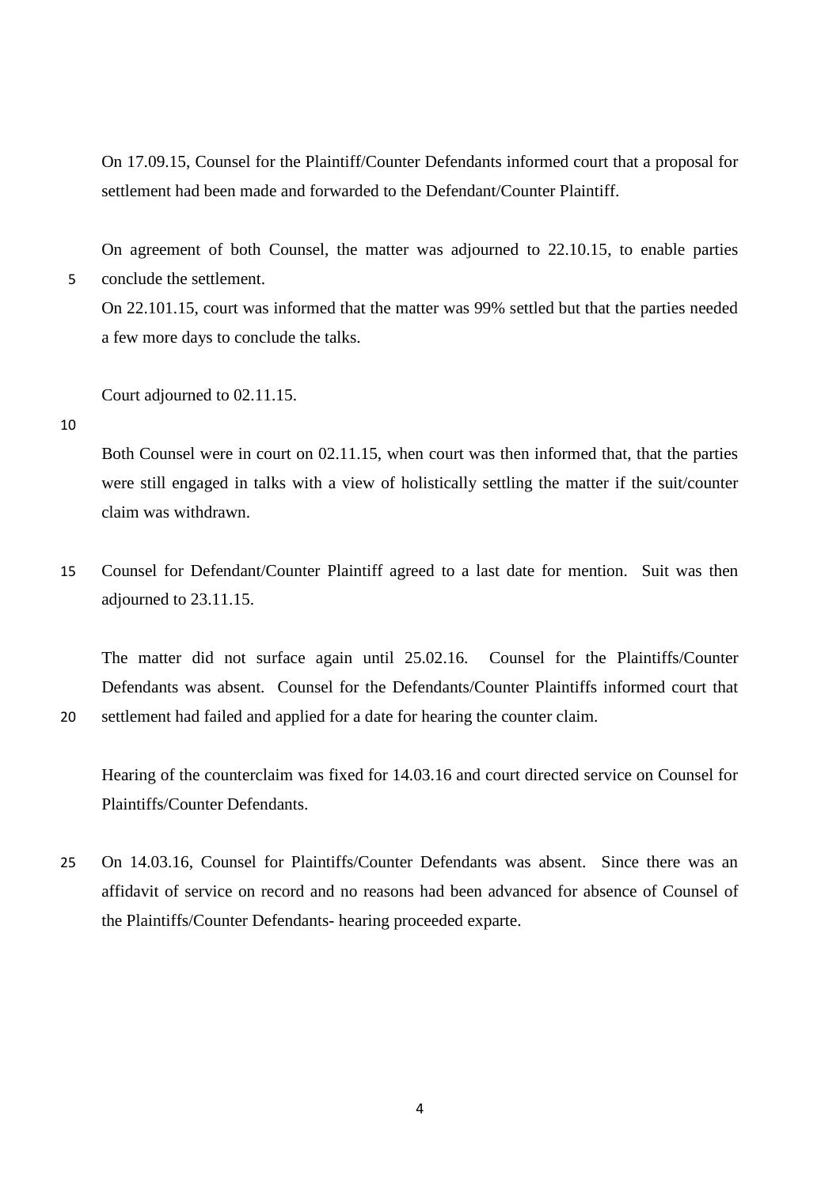On 17.09.15, Counsel for the Plaintiff/Counter Defendants informed court that a proposal for settlement had been made and forwarded to the Defendant/Counter Plaintiff.

On agreement of both Counsel, the matter was adjourned to 22.10.15, to enable parties conclude the settlement.

On 22.101.15, court was informed that the matter was 99% settled but that the parties needed a few more days to conclude the talks.

Court adjourned to 02.11.15.

Both Counsel were in court on 02.11.15, when court was then informed that, that the parties were still engaged in talks with a view of holistically settling the matter if the suit/counter claim was withdrawn.

Counsel for Defendant/Counter Plaintiff agreed to a last date for mention. Suit was then adjourned to 23.11.15.

The matter did not surface again until 25.02.16. Counsel for the Plaintiffs/Counter Defendants was absent. Counsel for the Defendants/Counter Plaintiffs informed court that settlement had failed and applied for a date for hearing the counter claim.

Hearing of the counterclaim was fixed for 14.03.16 and court directed service on Counsel for Plaintiffs/Counter Defendants.

On 14.03.16, Counsel for Plaintiffs/Counter Defendants was absent. Since there was an affidavit of service on record and no reasons had been advanced for absence of Counsel of the Plaintiffs/Counter Defendants- hearing proceeded exparte.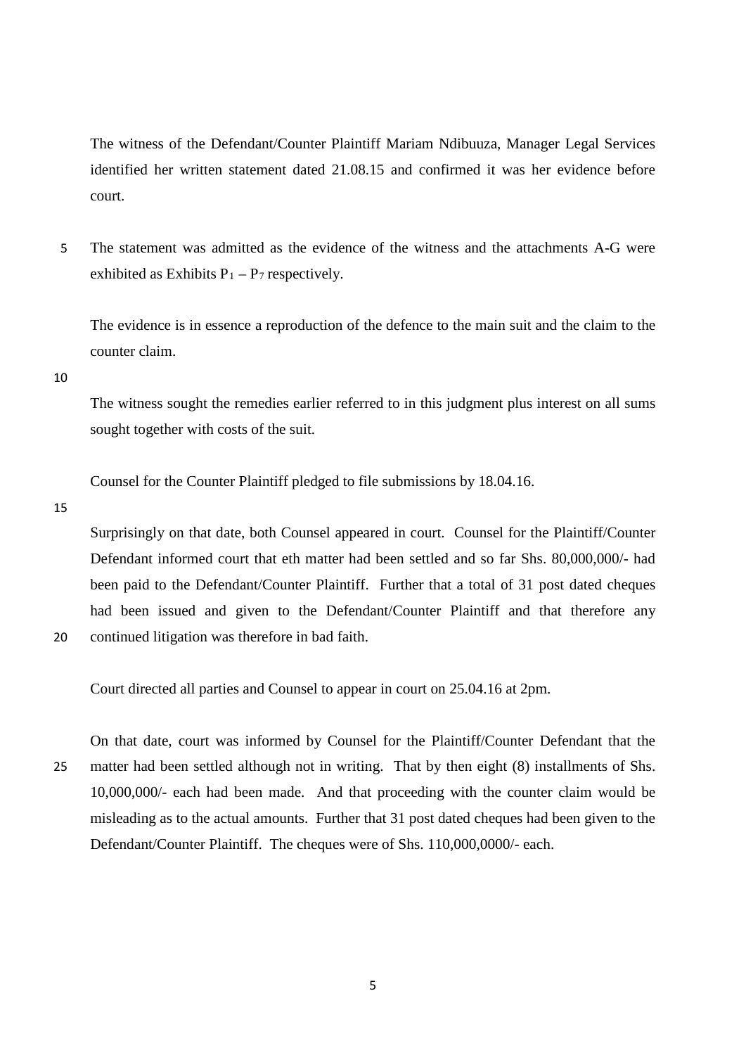The witness of the Defendant/Counter Plaintiff Mariam Ndibuuza, Manager Legal Services identified her written statement dated 21.08.15 and confirmed it was her evidence before court.

The statement was admitted as the evidence of the witness and the attachments A-G were exhibited as Exhibits $P_1 - P_7$ respectively.

The evidence is in essence a reproduction of the defence to the main suit and the claim to the counter claim.

The witness sought the remedies earlier referred to in this judgment plus interest on all sums sought together with costs of the suit.

Counsel for the Counter Plaintiff pledged to file submissions by 18.04.16.

Surprisingly on that date, both Counsel appeared in court. Counsel for the Plaintiff/Counter Defendant informed court that eth matter had been settled and so far Shs. 80,000,000/- had been paid to the Defendant/Counter Plaintiff. Further that a total of 31 post dated cheques had been issued and given to the Defendant/Counter Plaintiff and that therefore any continued litigation was therefore in bad faith.

Court directed all parties and Counsel to appear in court on 25.04.16 at 2pm.

On that date, court was informed by Counsel for the Plaintiff/Counter Defendant that the matter had been settled although not in writing. That by then eight (8) installments of Shs. 10,000,000/- each had been made. And that proceeding with the counter claim would be misleading as to the actual amounts. Further that 31 post dated cheques had been given to the Defendant/Counter Plaintiff. The cheques were of Shs. 110,000,0000/- each.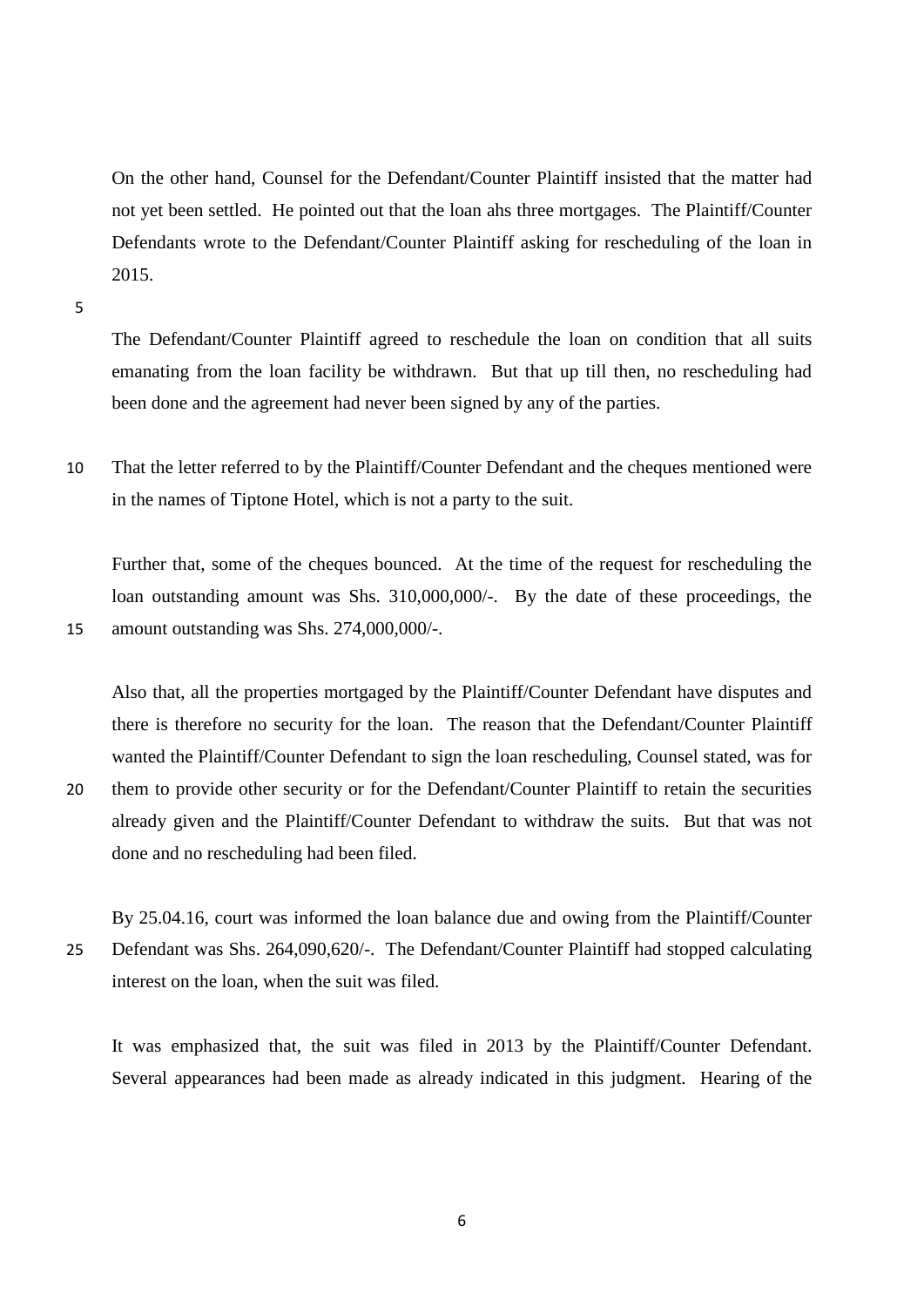On the other hand, Counsel for the Defendant/Counter Plaintiff insisted that the matter had not yet been settled. He pointed out that the loan ahs three mortgages. The Plaintiff/Counter Defendants wrote to the Defendant/Counter Plaintiff asking for rescheduling of the loan in 2015.

The Defendant/Counter Plaintiff agreed to reschedule the loan on condition that all suits emanating from the loan facility be withdrawn. But that up till then, no rescheduling had been done and the agreement had never been signed by any of the parties.

That the letter referred to by the Plaintiff/Counter Defendant and the cheques mentioned were in the names of Tiptone Hotel, which is not a party to the suit.

Further that, some of the cheques bounced. At the time of the request for rescheduling the loan outstanding amount was Shs. 310,000,000/-. By the date of these proceedings, the amount outstanding was Shs. 274,000,000/-.

Also that, all the properties mortgaged by the Plaintiff/Counter Defendant have disputes and there is therefore no security for the loan. The reason that the Defendant/Counter Plaintiff wanted the Plaintiff/Counter Defendant to sign the loan rescheduling, Counsel stated, was for them to provide other security or for the Defendant/Counter Plaintiff to retain the securities already given and the Plaintiff/Counter Defendant to withdraw the suits. But that was not done and no rescheduling had been filed.

By 25.04.16, court was informed the loan balance due and owing from the Plaintiff/Counter Defendant was Shs. 264,090,620/-. The Defendant/Counter Plaintiff had stopped calculating interest on the loan, when the suit was filed.

It was emphasized that, the suit was filed in 2013 by the Plaintiff/Counter Defendant. Several appearances had been made as already indicated in this judgment. Hearing of the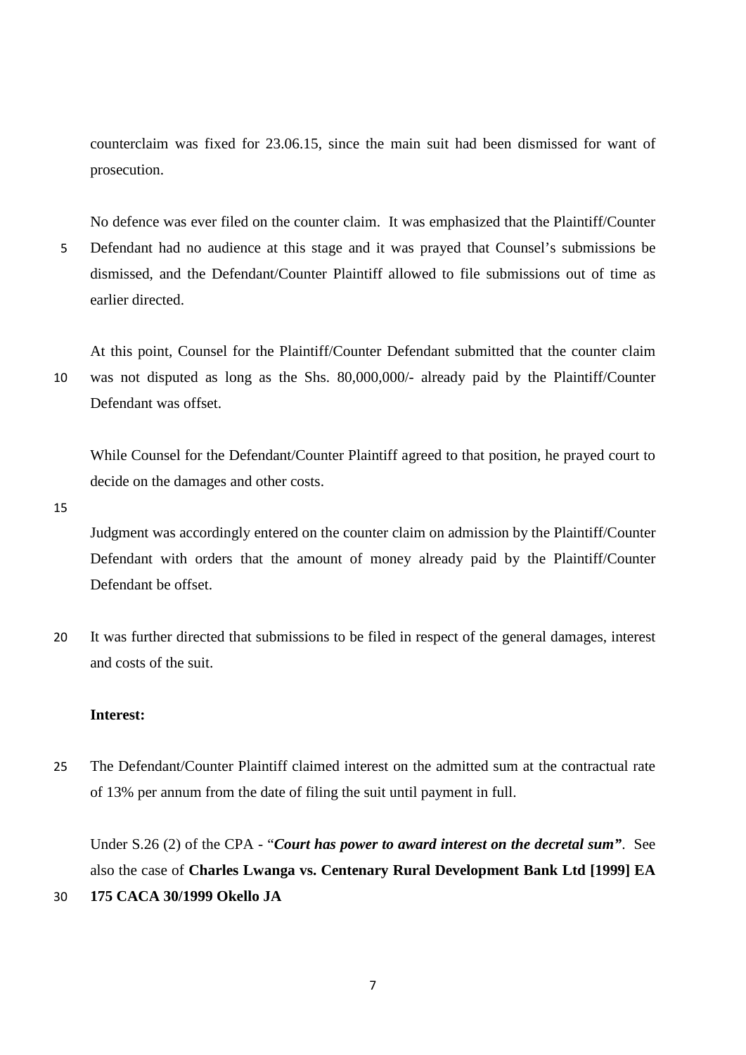counterclaim was fixed for 23.06.15, since the main suit had been dismissed for want of prosecution.

No defence was ever filed on the counter claim. It was emphasized that the Plaintiff/Counter Defendant had no audience at this stage and it was prayed that Counsel's submissions be dismissed, and the Defendant/Counter Plaintiff allowed to file submissions out of time as earlier directed.

At this point, Counsel for the Plaintiff/Counter Defendant submitted that the counter claim was not disputed as long as the Shs. 80,000,000/- already paid by the Plaintiff/Counter Defendant was offset.

While Counsel for the Defendant/Counter Plaintiff agreed to that position, he prayed court to decide on the damages and other costs.

Judgment was accordingly entered on the counter claim on admission by the Plaintiff/Counter Defendant with orders that the amount of money already paid by the Plaintiff/Counter Defendant be offset.

It was further directed that submissions to be filed in respect of the general damages, interest and costs of the suit.

**Interest:**

The Defendant/Counter Plaintiff claimed interest on the admitted sum at the contractual rate of 13% per annum from the date of filing the suit until payment in full.

Under S.26 (2) of the CPA - "***Court has power to award interest on the decretal sum"***. See also the case of **Charles Lwanga vs. Centenary Rural Development Bank Ltd [1999] EA 175 CACA 30/1999 Okello JA**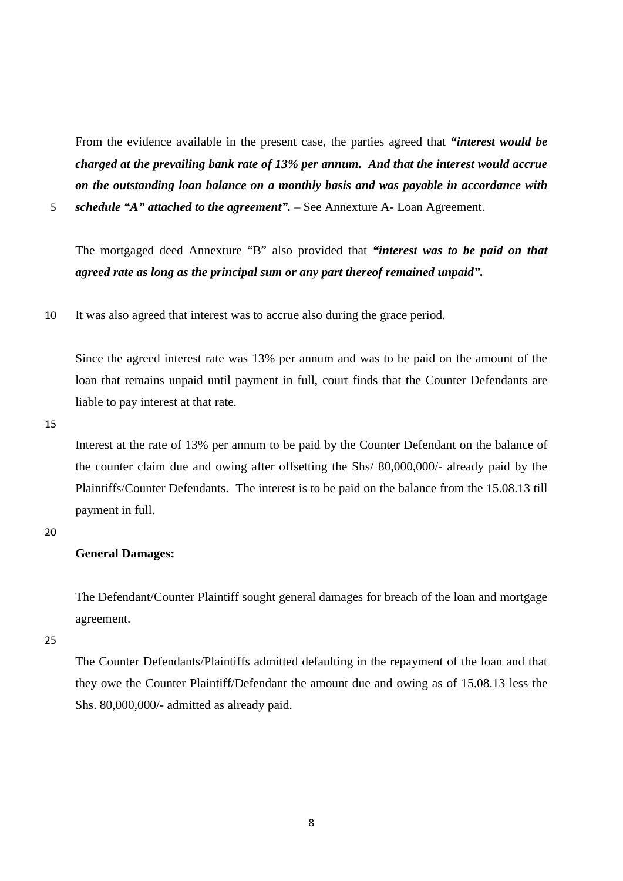From the evidence available in the present case, the parties agreed that ***"interest would be charged at the prevailing bank rate of 13% per annum. And that the interest would accrue on the outstanding loan balance on a monthly basis and was payable in accordance with schedule "A" attached to the agreement".*** – See Annexture A- Loan Agreement.

The mortgaged deed Annexture "B" also provided that ***"interest was to be paid on that agreed rate as long as the principal sum or any part thereof remained unpaid".***

It was also agreed that interest was to accrue also during the grace period.

Since the agreed interest rate was 13% per annum and was to be paid on the amount of the loan that remains unpaid until payment in full, court finds that the Counter Defendants are liable to pay interest at that rate.

Interest at the rate of 13% per annum to be paid by the Counter Defendant on the balance of the counter claim due and owing after offsetting the Shs/ 80,000,000/- already paid by the Plaintiffs/Counter Defendants. The interest is to be paid on the balance from the 15.08.13 till payment in full.

**General Damages:**

The Defendant/Counter Plaintiff sought general damages for breach of the loan and mortgage agreement.

The Counter Defendants/Plaintiffs admitted defaulting in the repayment of the loan and that they owe the Counter Plaintiff/Defendant the amount due and owing as of 15.08.13 less the Shs. 80,000,000/- admitted as already paid.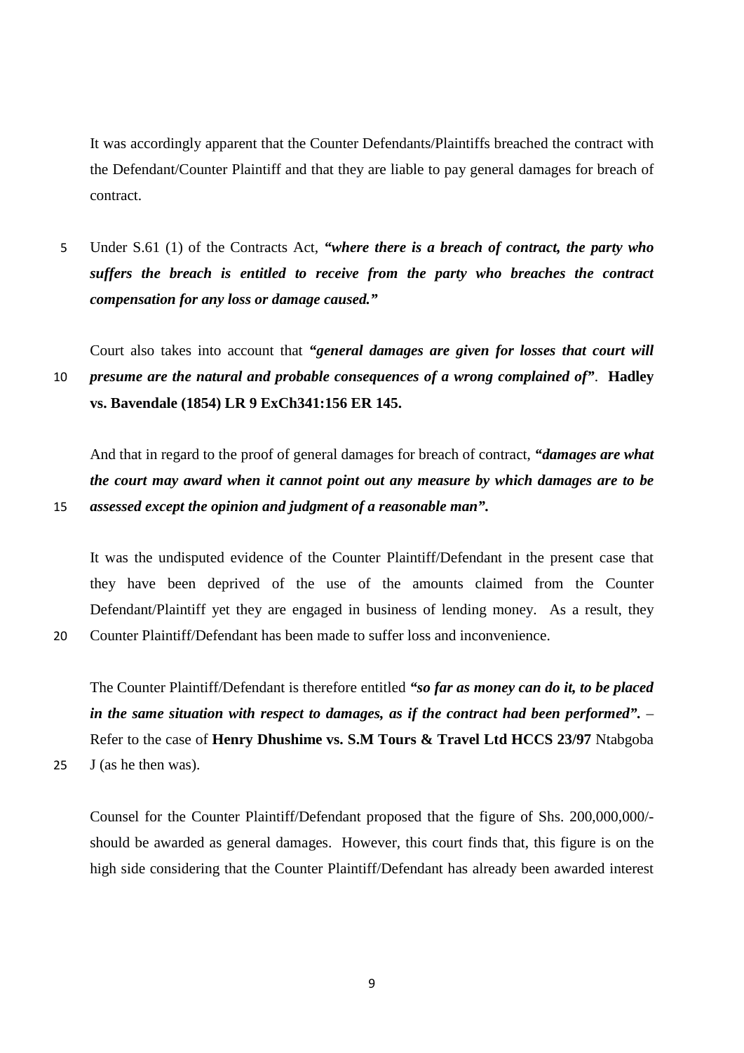It was accordingly apparent that the Counter Defendants/Plaintiffs breached the contract with the Defendant/Counter Plaintiff and that they are liable to pay general damages for breach of contract.

Under S.61 (1) of the Contracts Act, ***"where there is a breach of contract, the party who suffers the breach is entitled to receive from the party who breaches the contract compensation for any loss or damage caused."***

Court also takes into account that ***"general damages are given for losses that court will presume are the natural and probable consequences of a wrong complained of"***. **Hadley vs. Bavendale (1854) LR 9 ExCh341:156 ER 145.**

And that in regard to the proof of general damages for breach of contract, ***"damages are what the court may award when it cannot point out any measure by which damages are to be assessed except the opinion and judgment of a reasonable man".***

It was the undisputed evidence of the Counter Plaintiff/Defendant in the present case that they have been deprived of the use of the amounts claimed from the Counter Defendant/Plaintiff yet they are engaged in business of lending money. As a result, they Counter Plaintiff/Defendant has been made to suffer loss and inconvenience.

The Counter Plaintiff/Defendant is therefore entitled ***"so far as money can do it, to be placed in the same situation with respect to damages, as if the contract had been performed".*** – Refer to the case of **Henry Dhushime vs. S.M Tours & Travel Ltd HCCS 23/97** Ntabgoba J (as he then was).

Counsel for the Counter Plaintiff/Defendant proposed that the figure of Shs. 200,000,000/- should be awarded as general damages. However, this court finds that, this figure is on the high side considering that the Counter Plaintiff/Defendant has already been awarded interest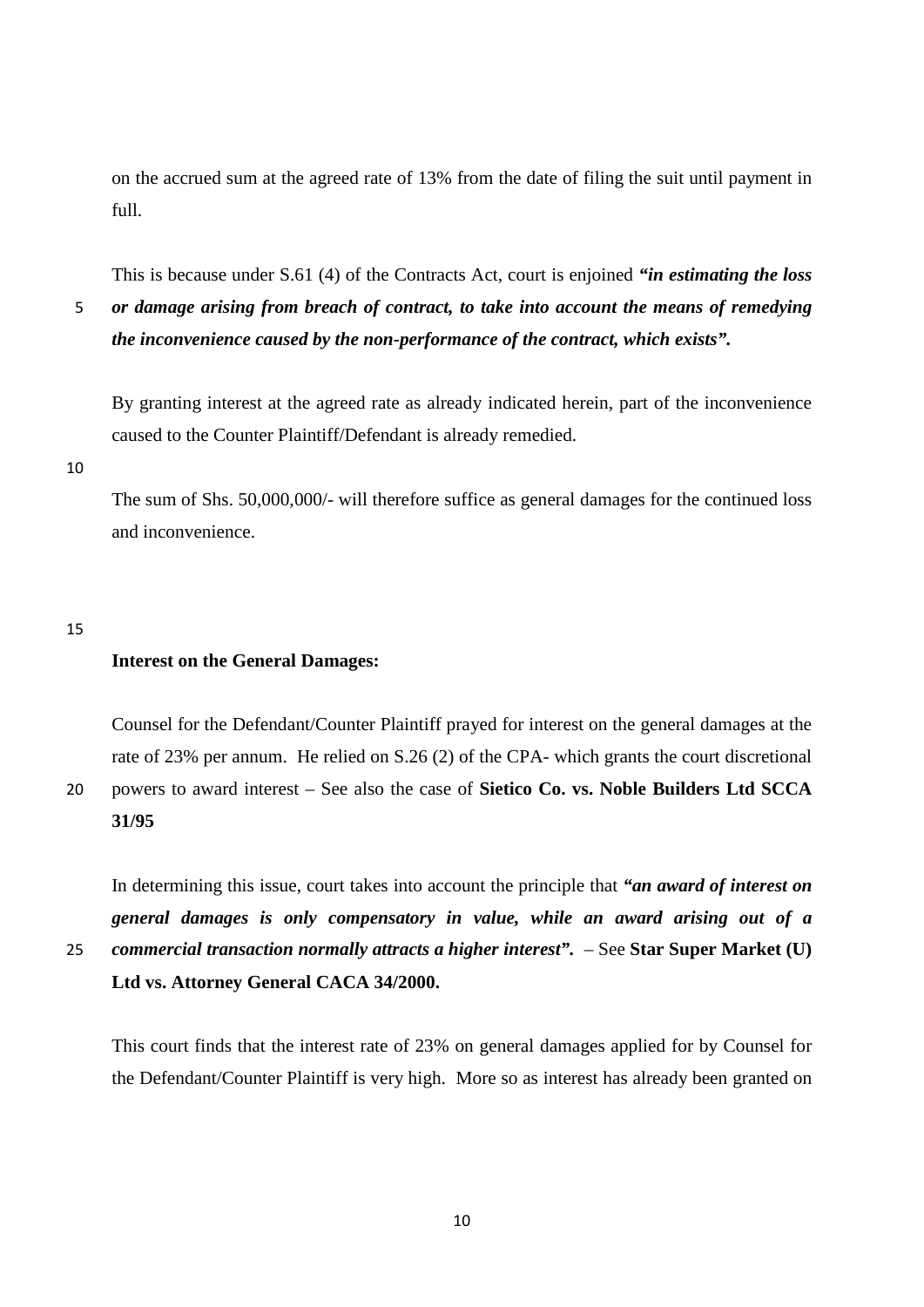on the accrued sum at the agreed rate of 13% from the date of filing the suit until payment in full.

This is because under S.61 (4) of the Contracts Act, court is enjoined ***"in estimating the loss or damage arising from breach of contract, to take into account the means of remedying the inconvenience caused by the non-performance of the contract, which exists".***

By granting interest at the agreed rate as already indicated herein, part of the inconvenience caused to the Counter Plaintiff/Defendant is already remedied.

The sum of Shs. 50,000,000/- will therefore suffice as general damages for the continued loss and inconvenience.

**Interest on the General Damages:**

Counsel for the Defendant/Counter Plaintiff prayed for interest on the general damages at the rate of 23% per annum. He relied on S.26 (2) of the CPA- which grants the court discretional powers to award interest – See also the case of **Sietico Co. vs. Noble Builders Ltd SCCA 31/95**

In determining this issue, court takes into account the principle that ***"an award of interest on general damages is only compensatory in value, while an award arising out of a commercial transaction normally attracts a higher interest".*** – See **Star Super Market (U) Ltd vs. Attorney General CACA 34/2000.**

This court finds that the interest rate of 23% on general damages applied for by Counsel for the Defendant/Counter Plaintiff is very high. More so as interest has already been granted on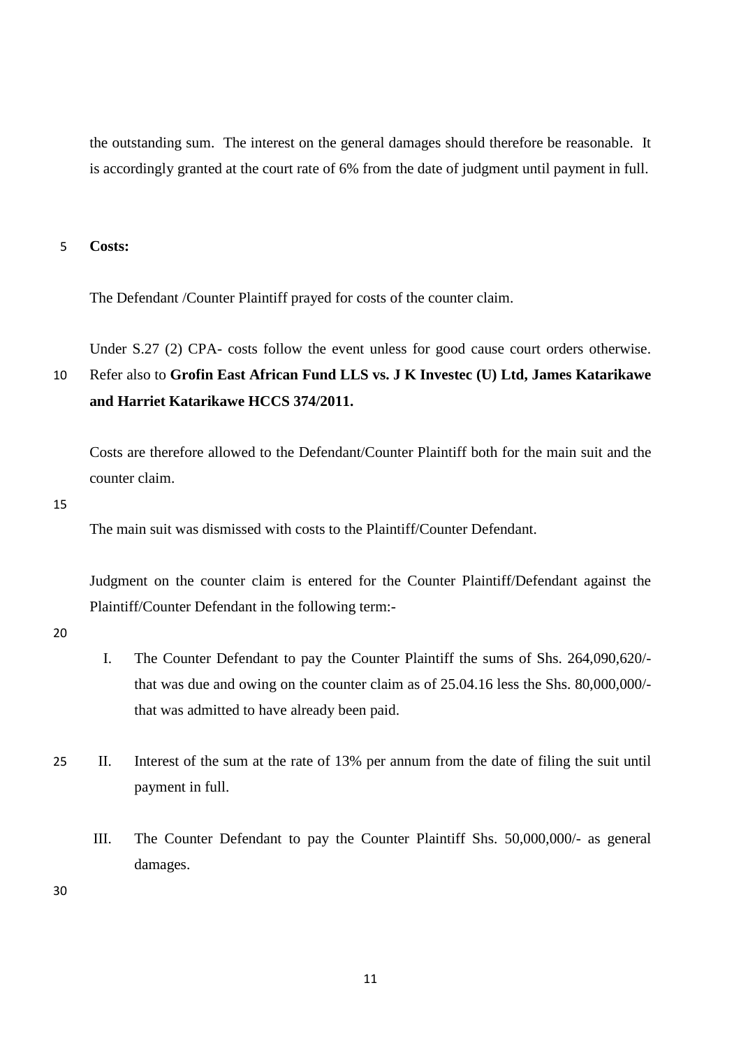the outstanding sum. The interest on the general damages should therefore be reasonable. It is accordingly granted at the court rate of 6% from the date of judgment until payment in full.

**Costs:**

The Defendant /Counter Plaintiff prayed for costs of the counter claim.

Under S.27 (2) CPA- costs follow the event unless for good cause court orders otherwise. Refer also to **Grofin East African Fund LLS vs. J K Investec (U) Ltd, James Katarikawe and Harriet Katarikawe HCCS 374/2011.**

Costs are therefore allowed to the Defendant/Counter Plaintiff both for the main suit and the counter claim.

The main suit was dismissed with costs to the Plaintiff/Counter Defendant.

Judgment on the counter claim is entered for the Counter Plaintiff/Defendant against the Plaintiff/Counter Defendant in the following term:-

I. The Counter Defendant to pay the Counter Plaintiff the sums of Shs. 264,090,620/- that was due and owing on the counter claim as of 25.04.16 less the Shs. 80,000,000/- that was admitted to have already been paid.

II. Interest of the sum at the rate of 13% per annum from the date of filing the suit until payment in full.

III. The Counter Defendant to pay the Counter Plaintiff Shs. 50,000,000/- as general damages.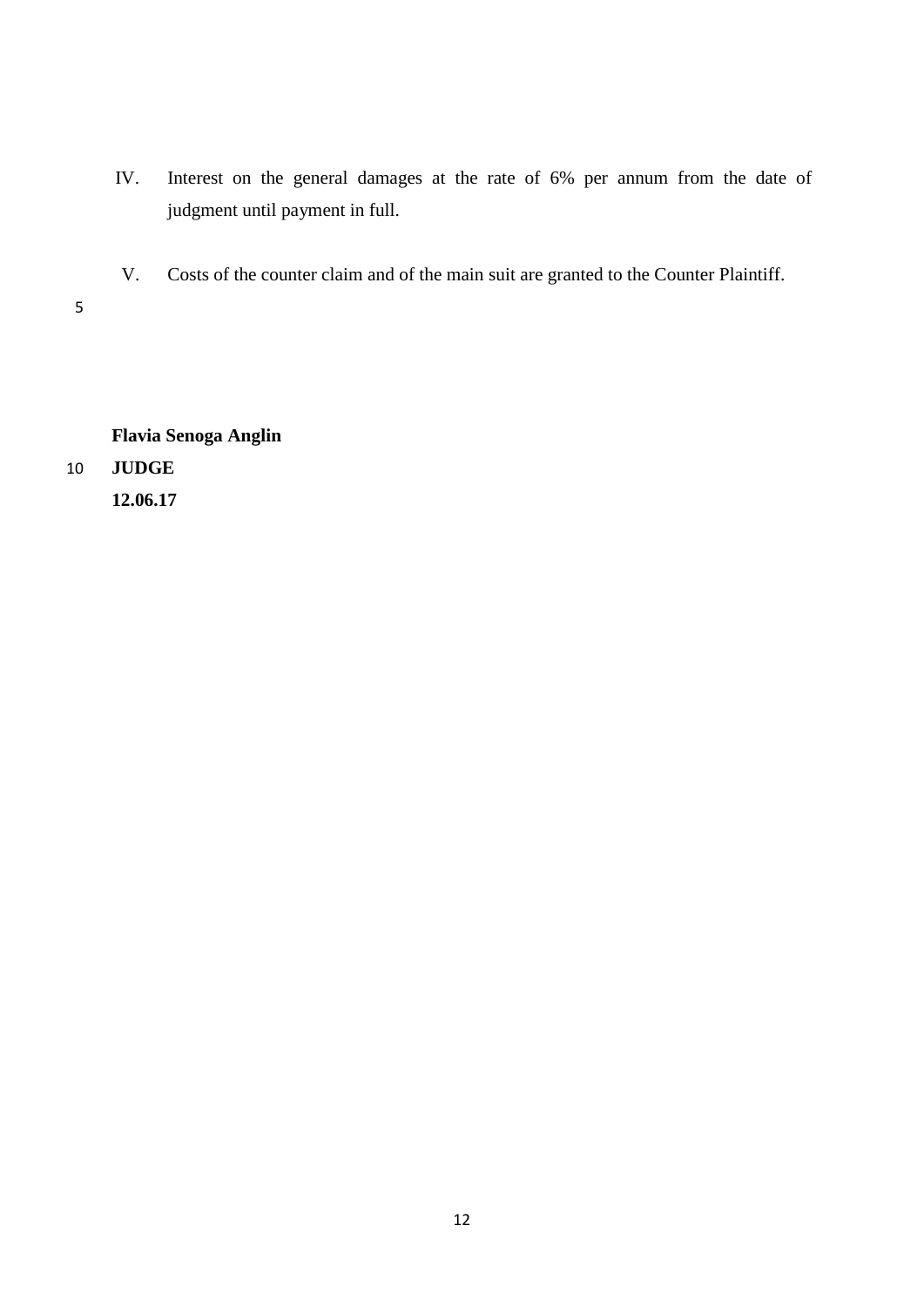IV. Interest on the general damages at the rate of 6% per annum from the date of judgment until payment in full.

V. Costs of the counter claim and of the main suit are granted to the Counter Plaintiff.

**Flavia Senoga Anglin**

**JUDGE**

**12.06.17**